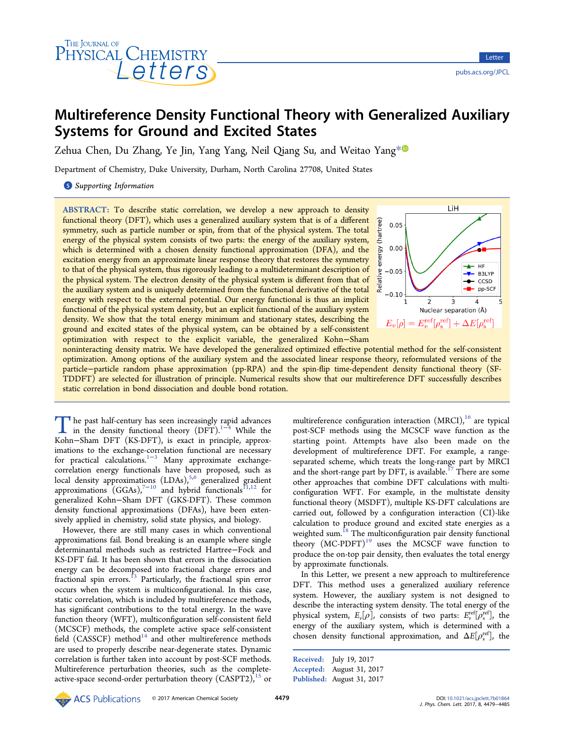# Multireference Density Functional Theory with Generalized Auxiliary Systems for Ground and Excited States

Zehua Chen, Du Zhang, Ye Jin, Yang Yang, Neil Qiang Su, and Weitao Yang*

Department of Chemistry, Duke University, Durham, North Carolina 27708, United States

Supporting Information

**ABSTRACT:** To describe static correlation, we develop a new approach to density functional theory (DFT), which uses a generalized auxiliary system that is of a different symmetry, such as particle number or spin, from that of the physical system. The total energy of the physical system consists of two parts: the energy of the auxiliary system, which is determined with a chosen density functional approximation (DFA), and the excitation energy from an approximate linear response theory that restores the symmetry to that of the physical system, thus rigorously leading to a multideterminant description of the physical system. The electron density of the physical system is different from that of the auxiliary system and is uniquely determined from the functional derivative of the total energy with respect to the external potential. Our energy functional is thus an implicit functional of the physical system density, but an explicit functional of the auxiliary system density. We show that the total energy minimum and stationary states, describing the ground and excited states of the physical system, can be obtained by a self-consistent optimization with respect to the explicit variable, the generalized Kohn–Sham noninteracting density matrix. We have developed the generalized optimized effective potential method for the self-consistent optimization. Among options of the auxiliary system and the associated linear response theory, reformulated versions of the particle–particle random phase approximation (pp-RPA) and the spin-flip time-dependent density functional theory (SF-TDDFT) are selected for illustration of principle. Numerical results show that our multireference DFT successfully describes static correlation in bond dissociation and double bond rotation.

$$E_v[\rho] = E_v^{\text{ref}}[\rho_s^{\text{ref}}] + \Delta E[\rho_s^{\text{ref}}]$$

The past half-century has seen increasingly rapid advances in the density functional theory (DFT).[1−4] While the Kohn–Sham DFT (KS-DFT), is exact in principle, approximations to the exchange-correlation functional are necessary for practical calculations.[1−3] Many approximate exchange-correlation energy functionals have been proposed, such as local density approximations (LDAs),[5,6] generalized gradient approximations (GGAs),[7−10] and hybrid functionals[11,12] for generalized Kohn–Sham DFT (GKS-DFT). These common density functional approximations (DFAs), have been extensively applied in chemistry, solid state physics, and biology.

However, there are still many cases in which conventional approximations fail. Bond breaking is an example where single determinantal methods such as restricted Hartree–Fock and KS-DFT fail. It has been shown that errors in the dissociation energy can be decomposed into fractional charge errors and fractional spin errors.[13] Particularly, the fractional spin error occurs when the system is multiconfigurational. In this case, static correlation, which is included by multireference methods, has significant contributions to the total energy. In the wave function theory (WFT), multiconfiguration self-consistent field (MCSCF) methods, the complete active space self-consistent field (CASSCF) method[14] and other multireference methods are used to properly describe near-degenerate states. Dynamic correlation is further taken into account by post-SCF methods. Multireference perturbation theories, such as the complete-active-space second-order perturbation theory (CASPT2),[15] or multireference configuration interaction (MRCI),[16] are typical post-SCF methods using the MCSCF wave function as the starting point. Attempts have also been made on the development of multireference DFT. For example, a range-separated scheme, which treats the long-range part by MRCI and the short-range part by DFT, is available.[17] There are some other approaches that combine DFT calculations with multiconfiguration WFT. For example, in the multistate density functional theory (MSDFT), multiple KS-DFT calculations are carried out, followed by a configuration interaction (CI)-like calculation to produce ground and excited state energies as a weighted sum.[18] The multiconfiguration pair density functional theory (MC-PDFT)[19] uses the MCSCF wave function to produce the on-top pair density, then evaluates the total energy by approximate functionals.

In this Letter, we present a new approach to multireference DFT. This method uses a generalized auxiliary reference system. However, the auxiliary system is not designed to describe the interacting system density. The total energy of the physical system, $E_v[\rho]$, consists of two parts: $E_v^{\text{ref}}[\rho_s^{\text{ref}}]$, the energy of the auxiliary system, which is determined with a chosen density functional approximation, and $\Delta E[\rho_s^{\text{ref}}]$, the

Received: July 19, 2017
Accepted: August 31, 2017
Published: August 31, 2017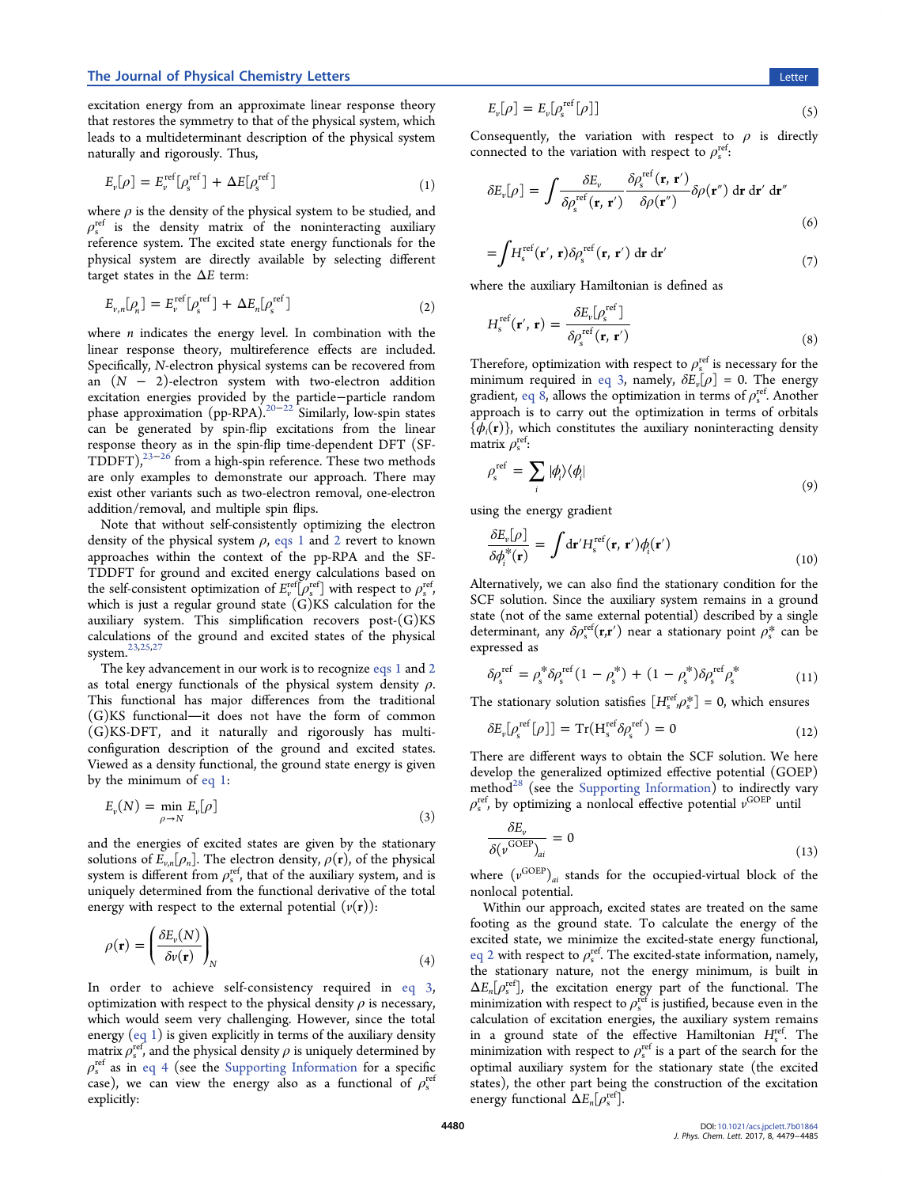excitation energy from an approximate linear response theory that restores the symmetry to that of the physical system, which leads to a multideterminant description of the physical system naturally and rigorously. Thus,

$$E_v[\rho] = E_v^{\text{ref}}[\rho_s^{\text{ref}}] + \Delta E[\rho_s^{\text{ref}}] \tag{1}$$

where $\rho$ is the density of the physical system to be studied, and $\rho_s^{\text{ref}}$ is the density matrix of the noninteracting auxiliary reference system. The excited state energy functionals for the physical system are directly available by selecting different target states in the $\Delta E$ term:

$$E_{v,n}[\rho_n] = E_v^{\text{ref}}[\rho_s^{\text{ref}}] + \Delta E_n[\rho_s^{\text{ref}}] \tag{2}$$

where $n$ indicates the energy level. In combination with the linear response theory, multireference effects are included. Specifically, $N$-electron physical systems can be recovered from an $(N - 2)$-electron system with two-electron addition excitation energies provided by the particle−particle random phase approximation (pp-RPA).[20−22] Similarly, low-spin states can be generated by spin-flip excitations from the linear response theory as in the spin-flip time-dependent DFT (SF-TDDFT),[23−26] from a high-spin reference. These two methods are only examples to demonstrate our approach. There may exist other variants such as two-electron removal, one-electron addition/removal, and multiple spin flips.

Note that without self-consistently optimizing the electron density of the physical system $\rho$, eqs 1 and 2 revert to known approaches within the context of the pp-RPA and the SF-TDDFT for ground and excited energy calculations based on the self-consistent optimization of $E_v^{\text{ref}}[\rho_s^{\text{ref}}]$ with respect to $\rho_s^{\text{ref}}$, which is just a regular ground state (G)KS calculation for the auxiliary system. This simplification recovers post-(G)KS calculations of the ground and excited states of the physical system.[23,25,27]

The key advancement in our work is to recognize eqs 1 and 2 as total energy functionals of the physical system density $\rho$. This functional has major differences from the traditional (G)KS functional—it does not have the form of common (G)KS-DFT, and it naturally and rigorously has multi-configuration description of the ground and excited states. Viewed as a density functional, the ground state energy is given by the minimum of eq 1:

$$E_v(N) = \min_{\rho \to N} E_v[\rho] \tag{3}$$

and the energies of excited states are given by the stationary solutions of $E_{v,n}[\rho_n]$. The electron density, $\rho(\mathbf{r})$, of the physical system is different from $\rho_s^{\text{ref}}$, that of the auxiliary system, and is uniquely determined from the functional derivative of the total energy with respect to the external potential ($v(\mathbf{r})$):

$$\rho(\mathbf{r}) = \left(\frac{\delta E_v(N)}{\delta v(\mathbf{r})}\right)_N \tag{4}$$

In order to achieve self-consistency required in eq 3, optimization with respect to the physical density $\rho$ is necessary, which would seem very challenging. However, since the total energy (eq 1) is given explicitly in terms of the auxiliary density matrix $\rho_s^{\text{ref}}$, and the physical density $\rho$ is uniquely determined by $\rho_s^{\text{ref}}$ as in eq 4 (see the Supporting Information for a specific case), we can view the energy also as a functional of $\rho_s^{\text{ref}}$ explicitly:

$$E_v[\rho] = E_v[\rho_s^{\text{ref}}[\rho]] \tag{5}$$

Consequently, the variation with respect to $\rho$ is directly connected to the variation with respect to $\rho_s^{\text{ref}}$:

$$\delta E_v[\rho] = \int \frac{\delta E_v}{\delta \rho_s^{\text{ref}}(\mathbf{r}, \mathbf{r}')} \frac{\delta \rho_s^{\text{ref}}(\mathbf{r}, \mathbf{r}')}{\delta \rho(\mathbf{r}'')} \delta \rho(\mathbf{r}'')\, d\mathbf{r}\, d\mathbf{r}'\, d\mathbf{r}'' \tag{6}$$

$$= \int H_s^{\text{ref}}(\mathbf{r}', \mathbf{r}) \delta \rho_s^{\text{ref}}(\mathbf{r}, \mathbf{r}')\, d\mathbf{r}\, d\mathbf{r}' \tag{7}$$

where the auxiliary Hamiltonian is defined as

$$H_s^{\text{ref}}(\mathbf{r}', \mathbf{r}) = \frac{\delta E_v[\rho_s^{\text{ref}}]}{\delta \rho_s^{\text{ref}}(\mathbf{r}, \mathbf{r}')} \tag{8}$$

Therefore, optimization with respect to $\rho_s^{\text{ref}}$ is necessary for the minimum required in eq 3, namely, $\delta E_v[\rho] = 0$. The energy gradient, eq 8, allows the optimization in terms of $\rho_s^{\text{ref}}$. Another approach is to carry out the optimization in terms of orbitals $\{\phi_i(\mathbf{r})\}$, which constitutes the auxiliary noninteracting density matrix $\rho_s^{\text{ref}}$:

$$\rho_s^{\text{ref}} = \sum_i |\phi_i\rangle\langle\phi_i| \tag{9}$$

using the energy gradient

$$\frac{\delta E_v[\rho]}{\delta \phi_i^*(\mathbf{r})} = \int d\mathbf{r}' H_s^{\text{ref}}(\mathbf{r}, \mathbf{r}') \phi_i(\mathbf{r}') \tag{10}$$

Alternatively, we can also find the stationary condition for the SCF solution. Since the auxiliary system remains in a ground state (not of the same external potential) described by a single determinant, any $\delta \rho_s^{\text{ref}}(\mathbf{r},\mathbf{r}')$ near a stationary point $\rho_s^*$ can be expressed as

$$\delta \rho_s^{\text{ref}} = \rho_s^* \delta \rho_s^{\text{ref}} (1 - \rho_s^*) + (1 - \rho_s^*) \delta \rho_s^{\text{ref}} \rho_s^* \tag{11}$$

The stationary solution satisfies $[H_s^{\text{ref}}, \rho_s^*] = 0$, which ensures

$$\delta E_v[\rho_s^{\text{ref}}[\rho]] = \text{Tr}(H_s^{\text{ref}} \delta \rho_s^{\text{ref}}) = 0 \tag{12}$$

There are different ways to obtain the SCF solution. We here develop the generalized optimized effective potential (GOEP) method[28] (see the Supporting Information) to indirectly vary $\rho_s^{\text{ref}}$, by optimizing a nonlocal effective potential $v^{\text{GOEP}}$ until

$$\frac{\delta E_v}{\delta (v^{\text{GOEP}})_{ai}} = 0 \tag{13}$$

where $(v^{\text{GOEP}})_{ai}$ stands for the occupied-virtual block of the nonlocal potential.

Within our approach, excited states are treated on the same footing as the ground state. To calculate the energy of the excited state, we minimize the excited-state energy functional, eq 2 with respect to $\rho_s^{\text{ref}}$. The excited-state information, namely, the stationary nature, not the energy minimum, is built in $\Delta E_n[\rho_s^{\text{ref}}]$, the excitation energy part of the functional. The minimization with respect to $\rho_s^{\text{ref}}$ is justified, because even in the calculation of excitation energies, the auxiliary system remains in a ground state of the effective Hamiltonian $H_s^{\text{ref}}$. The minimization with respect to $\rho_s^{\text{ref}}$ is a part of the search for the optimal auxiliary system for the stationary state (the excited states), the other part being the construction of the excitation energy functional $\Delta E_n[\rho_s^{\text{ref}}]$.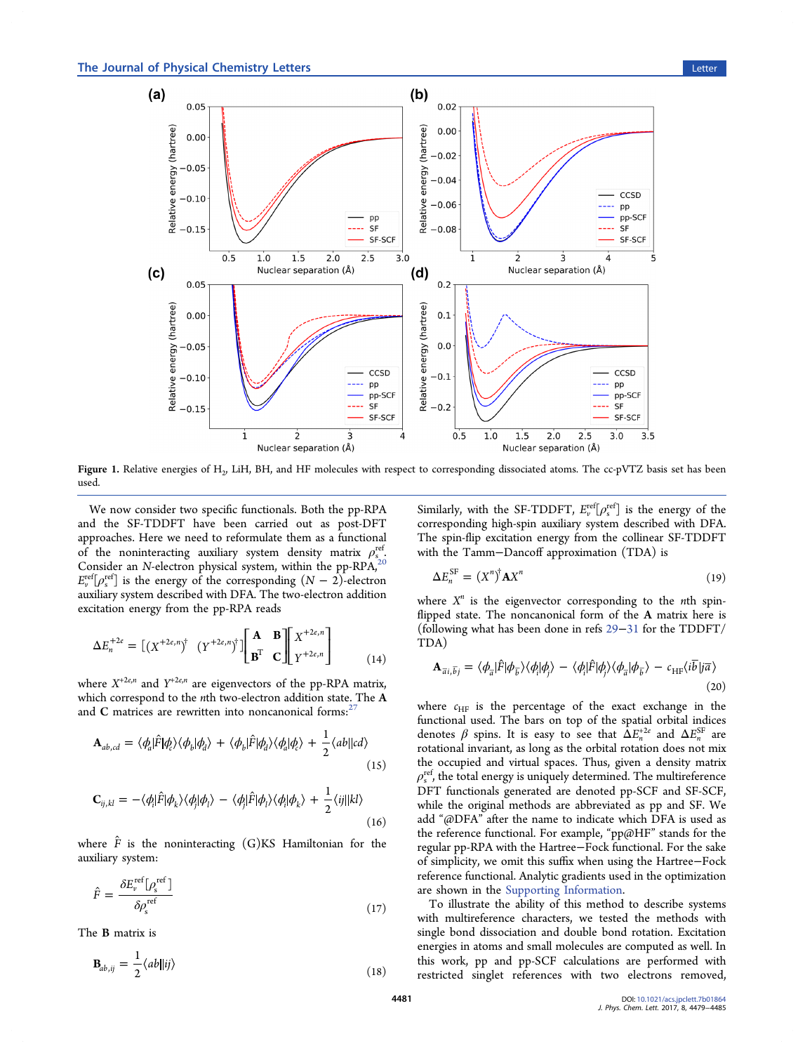**Figure 1.** Relative energies of $H_2$, LiH, BH, and HF molecules with respect to corresponding dissociated atoms. The cc-pVTZ basis set has been used.

We now consider two specific functionals. Both the pp-RPA and the SF-TDDFT have been carried out as post-DFT approaches. Here we need to reformulate them as a functional of the noninteracting auxiliary system density matrix $\rho_s^{\text{ref}}$. Consider an $N$-electron physical system, within the pp-RPA,[20] $E_v^{\text{ref}}[\rho_s^{\text{ref}}]$ is the energy of the corresponding $(N-2)$-electron auxiliary system described with DFA. The two-electron addition excitation energy from the pp-RPA reads

$$\Delta E_n^{+2e} = [(X^{+2e,n})^\dagger \quad (Y^{+2e,n})^\dagger] \begin{bmatrix} \mathbf{A} & \mathbf{B} \\ \mathbf{B}^\text{T} & \mathbf{C} \end{bmatrix} \begin{bmatrix} X^{+2e,n} \\ Y^{+2e,n} \end{bmatrix} \tag{14}$$

where $X^{+2e,n}$ and $Y^{+2e,n}$ are eigenvectors of the pp-RPA matrix, which correspond to the $n$th two-electron addition state. The $\mathbf{A}$ and $\mathbf{C}$ matrices are rewritten into noncanonical forms:[27]

$$\mathbf{A}_{ab,cd} = \langle\phi_a|\hat{F}|\phi_c\rangle\langle\phi_b|\phi_d\rangle + \langle\phi_b|\hat{F}|\phi_d\rangle\langle\phi_a|\phi_c\rangle + \frac{1}{2}\langle ab||cd\rangle \tag{15}$$

$$\mathbf{C}_{ij,kl} = -\langle\phi_i|\hat{F}|\phi_k\rangle\langle\phi_j|\phi_l\rangle - \langle\phi_j|\hat{F}|\phi_l\rangle\langle\phi_i|\phi_k\rangle + \frac{1}{2}\langle ij||kl\rangle \tag{16}$$

where $\hat{F}$ is the noninteracting (G)KS Hamiltonian for the auxiliary system:

$$\hat{F} = \frac{\delta E_v^{\text{ref}}[\rho_s^{\text{ref}}]}{\delta \rho_s^{\text{ref}}} \tag{17}$$

The $\mathbf{B}$ matrix is

$$\mathbf{B}_{ab,ij} = \frac{1}{2}\langle ab||ij\rangle \tag{18}$$

Similarly, with the SF-TDDFT, $E_v^{\text{ref}}[\rho_s^{\text{ref}}]$ is the energy of the corresponding high-spin auxiliary system described with DFA. The spin-flip excitation energy from the collinear SF-TDDFT with the Tamm–Dancoff approximation (TDA) is

$$\Delta E_n^{\text{SF}} = (X^n)^\dagger \mathbf{A} X^n \tag{19}$$

where $X^n$ is the eigenvector corresponding to the $n$th spin-flipped state. The noncanonical form of the $\mathbf{A}$ matrix here is (following what has been done in refs 29–31 for the TDDFT/TDA)

$$\mathbf{A}_{\bar{a}i,\bar{b}j} = \langle\phi_{\bar{a}}|\hat{F}|\phi_{\bar{b}}\rangle\langle\phi_i|\phi_j\rangle - \langle\phi_i|\hat{F}|\phi_j\rangle\langle\phi_{\bar{a}}|\phi_{\bar{b}}\rangle - c_{\text{HF}}\langle i\bar{b}|j\bar{a}\rangle \tag{20}$$

where $c_{\text{HF}}$ is the percentage of the exact exchange in the functional used. The bars on top of the spatial orbital indices denotes $\beta$ spins. It is easy to see that $\Delta E_n^{+2e}$ and $\Delta E_n^{\text{SF}}$ are rotational invariant, as long as the orbital rotation does not mix the occupied and virtual spaces. Thus, given a density matrix $\rho_s^{\text{ref}}$, the total energy is uniquely determined. The multireference DFT functionals generated are denoted pp-SCF and SF-SCF, while the original methods are abbreviated as pp and SF. We add "@DFA" after the name to indicate which DFA is used as the reference functional. For example, "pp@HF" stands for the regular pp-RPA with the Hartree–Fock functional. For the sake of simplicity, we omit this suffix when using the Hartree–Fock reference functional. Analytic gradients used in the optimization are shown in the Supporting Information.

To illustrate the ability of this method to describe systems with multireference characters, we tested the methods with single bond dissociation and double bond rotation. Excitation energies in atoms and small molecules are computed as well. In this work, pp and pp-SCF calculations are performed with restricted singlet references with two electrons removed,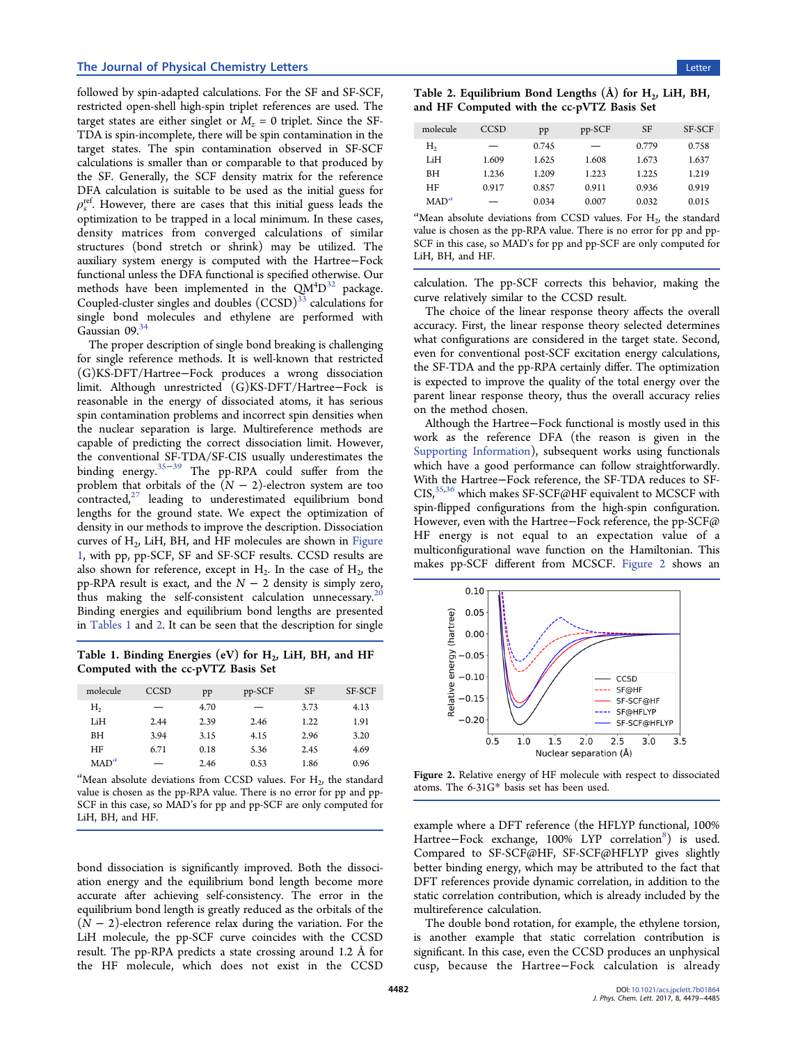followed by spin-adapted calculations. For the SF and SF-SCF, restricted open-shell high-spin triplet references are used. The target states are either singlet or $M_z = 0$ triplet. Since the SF-TDA is spin-incomplete, there will be spin contamination in the target states. The spin contamination observed in SF-SCF calculations is smaller than or comparable to that produced by the SF. Generally, the SCF density matrix for the reference DFA calculation is suitable to be used as the initial guess for $\rho_s^{\text{ref}}$. However, there are cases that this initial guess leads the optimization to be trapped in a local minimum. In these cases, density matrices from converged calculations of similar structures (bond stretch or shrink) may be utilized. The auxiliary system energy is computed with the Hartree–Fock functional unless the DFA functional is specified otherwise. Our methods have been implemented in the QM$^4$D[32] package. Coupled-cluster singles and doubles (CCSD)[33] calculations for single bond molecules and ethylene are performed with Gaussian 09.[34]

The proper description of single bond breaking is challenging for single reference methods. It is well-known that restricted (G)KS-DFT/Hartree–Fock produces a wrong dissociation limit. Although unrestricted (G)KS-DFT/Hartree–Fock is reasonable in the energy of dissociated atoms, it has serious spin contamination problems and incorrect spin densities when the nuclear separation is large. Multireference methods are capable of predicting the correct dissociation limit. However, the conventional SF-TDA/SF-CIS usually underestimates the binding energy.[35−39] The pp-RPA could suffer from the problem that orbitals of the $(N-2)$-electron system are too contracted,[27] leading to underestimated equilibrium bond lengths for the ground state. We expect the optimization of density in our methods to improve the description. Dissociation curves of $H_2$, LiH, BH, and HF molecules are shown in Figure 1, with pp, pp-SCF, SF and SF-SCF results. CCSD results are also shown for reference, except in $H_2$. In the case of $H_2$, the pp-RPA result is exact, and the $N-2$ density is simply zero, thus making the self-consistent calculation unnecessary.[20] Binding energies and equilibrium bond lengths are presented in Tables 1 and 2. It can be seen that the description for single bond dissociation is significantly improved. Both the dissociation energy and the equilibrium bond length become more accurate after achieving self-consistency. The error in the equilibrium bond length is greatly reduced as the orbitals of the $(N-2)$-electron reference relax during the variation. For the LiH molecule, the pp-SCF curve coincides with the CCSD result. The pp-RPA predicts a state crossing around 1.2 Å for the HF molecule, which does not exist in the CCSD calculation. The pp-SCF corrects this behavior, making the curve relatively similar to the CCSD result.

**Table 1. Binding Energies (eV) for $H_2$, LiH, BH, and HF Computed with the cc-pVTZ Basis Set**

| molecule | CCSD | pp | pp-SCF | SF | SF-SCF |
|---|---|---|---|---|---|
| $H_2$ | — | 4.70 | — | 3.73 | 4.13 |
| LiH | 2.44 | 2.39 | 2.46 | 1.22 | 1.91 |
| BH | 3.94 | 3.15 | 4.15 | 2.96 | 3.20 |
| HF | 6.71 | 0.18 | 5.36 | 2.45 | 4.69 |
| MAD[a] | — | 2.46 | 0.53 | 1.86 | 0.96 |

[a]Mean absolute deviations from CCSD values. For $H_2$, the standard value is chosen as the pp-RPA value. There is no error for pp and pp-SCF in this case, so MAD's for pp and pp-SCF are only computed for LiH, BH, and HF.

**Table 2. Equilibrium Bond Lengths (Å) for $H_2$, LiH, BH, and HF Computed with the cc-pVTZ Basis Set**

| molecule | CCSD | pp | pp-SCF | SF | SF-SCF |
|---|---|---|---|---|---|
| $H_2$ | — | 0.745 | — | 0.779 | 0.758 |
| LiH | 1.609 | 1.625 | 1.608 | 1.673 | 1.637 |
| BH | 1.236 | 1.209 | 1.223 | 1.225 | 1.219 |
| HF | 0.917 | 0.857 | 0.911 | 0.936 | 0.919 |
| MAD[a] | — | 0.034 | 0.007 | 0.032 | 0.015 |

[a]Mean absolute deviations from CCSD values. For $H_2$, the standard value is chosen as the pp-RPA value. There is no error for pp and pp-SCF in this case, so MAD's for pp and pp-SCF are only computed for LiH, BH, and HF.

The choice of the linear response theory affects the overall accuracy. First, the linear response theory selected determines what configurations are considered in the target state. Second, even for conventional post-SCF excitation energy calculations, the SF-TDA and the pp-RPA certainly differ. The optimization is expected to improve the quality of the total energy over the parent linear response theory, thus the overall accuracy relies on the method chosen.

Although the Hartree–Fock functional is mostly used in this work as the reference DFA (the reason is given in the Supporting Information), subsequent works using functionals which have a good performance can follow straightforwardly. With the Hartree–Fock reference, the SF-TDA reduces to SF-CIS,[35,36] which makes SF-SCF@HF equivalent to MCSCF with spin-flipped configurations from the high-spin configuration. However, even with the Hartree–Fock reference, the pp-SCF@HF energy is not equal to an expectation value of a multiconfigurational wave function on the Hamiltonian. This makes pp-SCF different from MCSCF. Figure 2 shows an example where a DFT reference (the HFLYP functional, 100% Hartree–Fock exchange, 100% LYP correlation[8]) is used. Compared to SF-SCF@HF, SF-SCF@HFLYP gives slightly better binding energy, which may be attributed to the fact that DFT references provide dynamic correlation, in addition to the static correlation contribution, which is already included by the multireference calculation.

Figure 2. Relative energy of HF molecule with respect to dissociated atoms. The 6-31G* basis set has been used.

The double bond rotation, for example, the ethylene torsion, is another example that static correlation contribution is significant. In this case, even the CCSD produces an unphysical cusp, because the Hartree–Fock calculation is already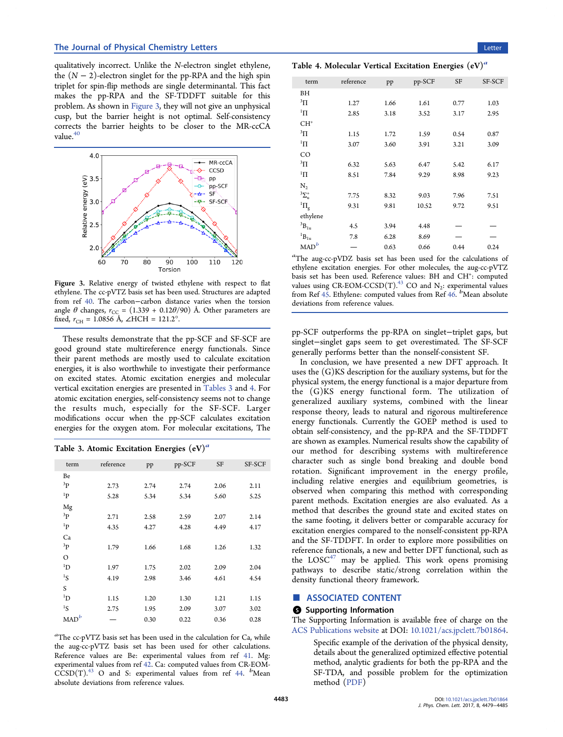qualitatively incorrect. Unlike the $N$-electron singlet ethylene, the $(N-2)$-electron singlet for the pp-RPA and the high spin triplet for spin-flip methods are single determinantal. This fact makes the pp-RPA and the SF-TDDFT suitable for this problem. As shown in Figure 3, they will not give an unphysical cusp, but the barrier height is not optimal. Self-consistency corrects the barrier heights to be closer to the MR-ccCA value.[40]

**Figure 3.** Relative energy of twisted ethylene with respect to flat ethylene. The cc-pVTZ basis set has been used. Structures are adapted from ref 40. The carbon–carbon distance varies when the torsion angle $\theta$ changes, $r_{CC} = (1.339 + 0.12\theta/90)$ Å. Other parameters are fixed, $r_{CH} = 1.0856$ Å, $\angle HCH = 121.2°$.

These results demonstrate that the pp-SCF and SF-SCF are good ground state multireference energy functionals. Since their parent methods are mostly used to calculate excitation energies, it is also worthwhile to investigate their performance on excited states. Atomic excitation energies and molecular vertical excitation energies are presented in Tables 3 and 4. For atomic excitation energies, self-consistency seems not to change the results much, especially for the SF-SCF. Larger modifications occur when the pp-SCF calculates excitation energies for the oxygen atom. For molecular excitations, The pp-SCF outperforms the pp-RPA on singlet–triplet gaps, but singlet–singlet gaps seem to get overestimated. The SF-SCF generally performs better than the nonself-consistent SF.

**Table 3. Atomic Excitation Energies (eV)[a]**

| term | reference | pp | pp-SCF | SF | SF-SCF |
|---|---|---|---|---|---|
| Be | | | | | |
| $^3$P | 2.73 | 2.74 | 2.74 | 2.06 | 2.11 |
| $^1$P | 5.28 | 5.34 | 5.34 | 5.60 | 5.25 |
| Mg | | | | | |
| $^3$P | 2.71 | 2.58 | 2.59 | 2.07 | 2.14 |
| $^1$P | 4.35 | 4.27 | 4.28 | 4.49 | 4.17 |
| Ca | | | | | |
| $^3$P | 1.79 | 1.66 | 1.68 | 1.26 | 1.32 |
| O | | | | | |
| $^1$D | 1.97 | 1.75 | 2.02 | 2.09 | 2.04 |
| $^1$S | 4.19 | 2.98 | 3.46 | 4.61 | 4.54 |
| S | | | | | |
| $^1$D | 1.15 | 1.20 | 1.30 | 1.21 | 1.15 |
| $^1$S | 2.75 | 1.95 | 2.09 | 3.07 | 3.02 |
| MAD[b] | — | 0.30 | 0.22 | 0.36 | 0.28 |

[a]The cc-pVTZ basis set has been used in the calculation for Ca, while the aug-cc-pVTZ basis set has been used for other calculations. Reference values are Be: experimental values from ref 41. Mg: experimental values from ref 42. Ca: computed values from CR-EOM-CCSD(T).[43] O and S: experimental values from ref 44. [b]Mean absolute deviations from reference values.

**Table 4. Molecular Vertical Excitation Energies (eV)[a]**

| term | reference | pp | pp-SCF | SF | SF-SCF |
|---|---|---|---|---|---|
| BH | | | | | |
| $^3\Pi$ | 1.27 | 1.66 | 1.61 | 0.77 | 1.03 |
| $^1\Pi$ | 2.85 | 3.18 | 3.52 | 3.17 | 2.95 |
| $CH^+$ | | | | | |
| $^3\Pi$ | 1.15 | 1.72 | 1.59 | 0.54 | 0.87 |
| $^1\Pi$ | 3.07 | 3.60 | 3.91 | 3.21 | 3.09 |
| CO | | | | | |
| $^3\Pi$ | 6.32 | 5.63 | 6.47 | 5.42 | 6.17 |
| $^1\Pi$ | 8.51 | 7.84 | 9.29 | 8.98 | 9.23 |
| $N_2$ | | | | | |
| $^3\Sigma_u^+$ | 7.75 | 8.32 | 9.03 | 7.96 | 7.51 |
| $^1\Pi_g$ | 9.31 | 9.81 | 10.52 | 9.72 | 9.51 |
| ethylene | | | | | |
| $^3B_{1u}$ | 4.5 | 3.94 | 4.48 | — | — |
| $^1B_{1u}$ | 7.8 | 6.28 | 8.69 | — | — |
| MAD[b] | — | 0.63 | 0.66 | 0.44 | 0.24 |

[a]The aug-cc-pVDZ basis set has been used for the calculations of ethylene excitation energies. For other molecules, the aug-cc-pVTZ basis set has been used. Reference values: BH and $CH^+$: computed values using CR-EOM-CCSD(T).[43] CO and $N_2$: experimental values from Ref 45. Ethylene: computed values from Ref 46. [b]Mean absolute deviations from reference values.

In conclusion, we have presented a new DFT approach. It uses the (G)KS description for the auxiliary systems, but for the physical system, the energy functional is a major departure from the (G)KS energy functional form. The utilization of generalized auxiliary systems, combined with the linear response theory, leads to natural and rigorous multireference energy functionals. Currently the GOEP method is used to obtain self-consistency, and the pp-RPA and the SF-TDDFT are shown as examples. Numerical results show the capability of our method for describing systems with multireference character such as single bond breaking and double bond rotation. Significant improvement in the energy profile, including relative energies and equilibrium geometries, is observed when comparing this method with corresponding parent methods. Excitation energies are also evaluated. As a method that describes the ground state and excited states on the same footing, it delivers better or comparable accuracy for excitation energies compared to the nonself-consistent pp-RPA and the SF-TDDFT. In order to explore more possibilities on reference functionals, a new and better DFT functional, such as the LOSC[47] may be applied. This work opens promising pathways to describe static/strong correlation within the density functional theory framework.

## ■ ASSOCIATED CONTENT

### Supporting Information

The Supporting Information is available free of charge on the ACS Publications website at DOI: 10.1021/acs.jpclett.7b01864.

Specific example of the derivation of the physical density, details about the generalized optimized effective potential method, analytic gradients for both the pp-RPA and the SF-TDA, and possible problem for the optimization method (PDF)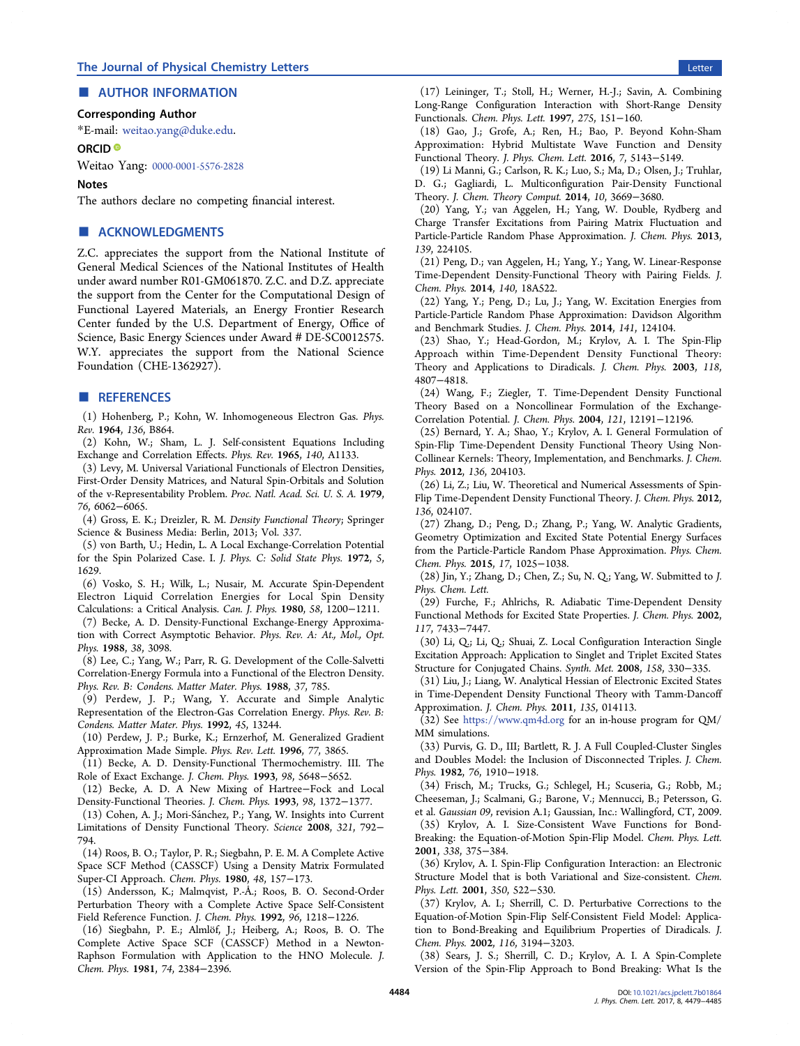## AUTHOR INFORMATION

**Corresponding Author**

*E-mail: weitao.yang@duke.edu.

**ORCID**

Weitao Yang: 0000-0001-5576-2828

**Notes**

The authors declare no competing financial interest.

## ACKNOWLEDGMENTS

Z.C. appreciates the support from the National Institute of General Medical Sciences of the National Institutes of Health under award number R01-GM061870. Z.C. and D.Z. appreciate the support from the Center for the Computational Design of Functional Layered Materials, an Energy Frontier Research Center funded by the U.S. Department of Energy, Office of Science, Basic Energy Sciences under Award # DE-SC0012575. W.Y. appreciates the support from the National Science Foundation (CHE-1362927).

## REFERENCES

(1) Hohenberg, P.; Kohn, W. Inhomogeneous Electron Gas. *Phys. Rev.* **1964**, *136*, B864.

(2) Kohn, W.; Sham, L. J. Self-consistent Equations Including Exchange and Correlation Effects. *Phys. Rev.* **1965**, *140*, A1133.

(3) Levy, M. Universal Variational Functionals of Electron Densities, First-Order Density Matrices, and Natural Spin-Orbitals and Solution of the v-Representability Problem. *Proc. Natl. Acad. Sci. U. S. A.* **1979**, *76*, 6062−6065.

(4) Gross, E. K.; Dreizler, R. M. *Density Functional Theory*; Springer Science & Business Media: Berlin, 2013; Vol. *337*.

(5) von Barth, U.; Hedin, L. A Local Exchange-Correlation Potential for the Spin Polarized Case. I. *J. Phys. C: Solid State Phys.* **1972**, *5*, 1629.

(6) Vosko, S. H.; Wilk, L.; Nusair, M. Accurate Spin-Dependent Electron Liquid Correlation Energies for Local Spin Density Calculations: a Critical Analysis. *Can. J. Phys.* **1980**, *58*, 1200−1211.

(7) Becke, A. D. Density-Functional Exchange-Energy Approximation with Correct Asymptotic Behavior. *Phys. Rev. A: At., Mol., Opt. Phys.* **1988**, *38*, 3098.

(8) Lee, C.; Yang, W.; Parr, R. G. Development of the Colle-Salvetti Correlation-Energy Formula into a Functional of the Electron Density. *Phys. Rev. B: Condens. Matter Mater. Phys.* **1988**, *37*, 785.

(9) Perdew, J. P.; Wang, Y. Accurate and Simple Analytic Representation of the Electron-Gas Correlation Energy. *Phys. Rev. B: Condens. Matter Mater. Phys.* **1992**, *45*, 13244.

(10) Perdew, J. P.; Burke, K.; Ernzerhof, M. Generalized Gradient Approximation Made Simple. *Phys. Rev. Lett.* **1996**, *77*, 3865.

(11) Becke, A. D. Density-Functional Thermochemistry. III. The Role of Exact Exchange. *J. Chem. Phys.* **1993**, *98*, 5648−5652.

(12) Becke, A. D. A New Mixing of Hartree−Fock and Local Density-Functional Theories. *J. Chem. Phys.* **1993**, *98*, 1372−1377.

(13) Cohen, A. J.; Mori-Sánchez, P.; Yang, W. Insights into Current Limitations of Density Functional Theory. *Science* **2008**, *321*, 792−794.

(14) Roos, B. O.; Taylor, P. R.; Siegbahn, P. E. M. A Complete Active Space SCF Method (CASSCF) Using a Density Matrix Formulated Super-CI Approach. *Chem. Phys.* **1980**, *48*, 157−173.

(15) Andersson, K.; Malmqvist, P.-Å.; Roos, B. O. Second-Order Perturbation Theory with a Complete Active Space Self-Consistent Field Reference Function. *J. Chem. Phys.* **1992**, *96*, 1218−1226.

(16) Siegbahn, P. E.; Almlöf, J.; Heiberg, A.; Roos, B. O. The Complete Active Space SCF (CASSCF) Method in a Newton-Raphson Formulation with Application to the HNO Molecule. *J. Chem. Phys.* **1981**, *74*, 2384−2396.

(17) Leininger, T.; Stoll, H.; Werner, H.-J.; Savin, A. Combining Long-Range Configuration Interaction with Short-Range Density Functionals. *Chem. Phys. Lett.* **1997**, *275*, 151−160.

(18) Gao, J.; Grofe, A.; Ren, H.; Bao, P. Beyond Kohn-Sham Approximation: Hybrid Multistate Wave Function and Density Functional Theory. *J. Phys. Chem. Lett.* **2016**, *7*, 5143−5149.

(19) Li Manni, G.; Carlson, R. K.; Luo, S.; Ma, D.; Olsen, J.; Truhlar, D. G.; Gagliardi, L. Multiconfiguration Pair-Density Functional Theory. *J. Chem. Theory Comput.* **2014**, *10*, 3669−3680.

(20) Yang, Y.; van Aggelen, H.; Yang, W. Double, Rydberg and Charge Transfer Excitations from Pairing Matrix Fluctuation and Particle-Particle Random Phase Approximation. *J. Chem. Phys.* **2013**, *139*, 224105.

(21) Peng, D.; van Aggelen, H.; Yang, Y.; Yang, W. Linear-Response Time-Dependent Density-Functional Theory with Pairing Fields. *J. Chem. Phys.* **2014**, *140*, 18A522.

(22) Yang, Y.; Peng, D.; Lu, J.; Yang, W. Excitation Energies from Particle-Particle Random Phase Approximation: Davidson Algorithm and Benchmark Studies. *J. Chem. Phys.* **2014**, *141*, 124104.

(23) Shao, Y.; Head-Gordon, M.; Krylov, A. I. The Spin-Flip Approach within Time-Dependent Density Functional Theory: Theory and Applications to Diradicals. *J. Chem. Phys.* **2003**, *118*, 4807−4818.

(24) Wang, F.; Ziegler, T. Time-Dependent Density Functional Theory Based on a Noncollinear Formulation of the Exchange-Correlation Potential. *J. Chem. Phys.* **2004**, *121*, 12191−12196.

(25) Bernard, Y. A.; Shao, Y.; Krylov, A. I. General Formulation of Spin-Flip Time-Dependent Density Functional Theory Using Non-Collinear Kernels: Theory, Implementation, and Benchmarks. *J. Chem. Phys.* **2012**, *136*, 204103.

(26) Li, Z.; Liu, W. Theoretical and Numerical Assessments of Spin-Flip Time-Dependent Density Functional Theory. *J. Chem. Phys.* **2012**, *136*, 024107.

(27) Zhang, D.; Peng, D.; Zhang, P.; Yang, W. Analytic Gradients, Geometry Optimization and Excited State Potential Energy Surfaces from the Particle-Particle Random Phase Approximation. *Phys. Chem. Chem. Phys.* **2015**, *17*, 1025−1038.

(28) Jin, Y.; Zhang, D.; Chen, Z.; Su, N. Q.; Yang, W. Submitted to *J. Phys. Chem. Lett.*

(29) Furche, F.; Ahlrichs, R. Adiabatic Time-Dependent Density Functional Methods for Excited State Properties. *J. Chem. Phys.* **2002**, *117*, 7433−7447.

(30) Li, Q.; Li, Q.; Shuai, Z. Local Configuration Interaction Single Excitation Approach: Application to Singlet and Triplet Excited States Structure for Conjugated Chains. *Synth. Met.* **2008**, *158*, 330−335.

(31) Liu, J.; Liang, W. Analytical Hessian of Electronic Excited States in Time-Dependent Density Functional Theory with Tamm-Dancoff Approximation. *J. Chem. Phys.* **2011**, *135*, 014113.

(32) See https://www.qm4d.org for an in-house program for QM/MM simulations.

(33) Purvis, G. D., III; Bartlett, R. J. A Full Coupled-Cluster Singles and Doubles Model: the Inclusion of Disconnected Triples. *J. Chem. Phys.* **1982**, *76*, 1910−1918.

(34) Frisch, M.; Trucks, G.; Schlegel, H.; Scuseria, G.; Robb, M.; Cheeseman, J.; Scalmani, G.; Barone, V.; Mennucci, B.; Petersson, G. et al. *Gaussian 09*, revision A.1; Gaussian, Inc.: Wallingford, CT, 2009.

(35) Krylov, A. I. Size-Consistent Wave Functions for Bond-Breaking: the Equation-of-Motion Spin-Flip Model. *Chem. Phys. Lett.* **2001**, *338*, 375−384.

(36) Krylov, A. I. Spin-Flip Configuration Interaction: an Electronic Structure Model that is both Variational and Size-consistent. *Chem. Phys. Lett.* **2001**, *350*, 522−530.

(37) Krylov, A. I.; Sherrill, C. D. Perturbative Corrections to the Equation-of-Motion Spin-Flip Self-Consistent Field Model: Application to Bond-Breaking and Equilibrium Properties of Diradicals. *J. Chem. Phys.* **2002**, *116*, 3194−3203.

(38) Sears, J. S.; Sherrill, C. D.; Krylov, A. I. A Spin-Complete Version of the Spin-Flip Approach to Bond Breaking: What Is the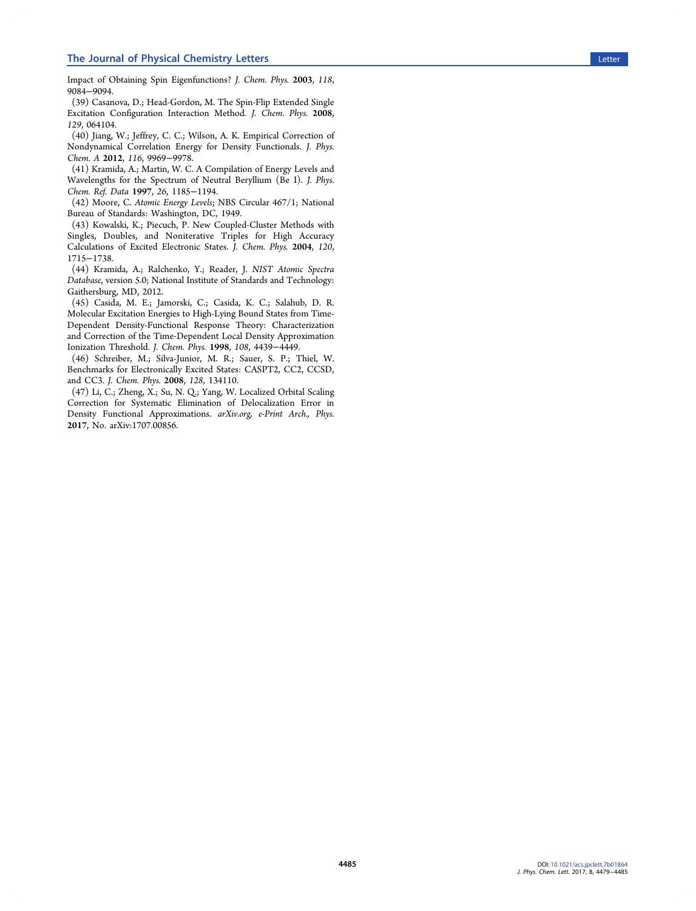Impact of Obtaining Spin Eigenfunctions? *J. Chem. Phys.* **2003**, *118*, 9084−9094.

(39) Casanova, D.; Head-Gordon, M. The Spin-Flip Extended Single Excitation Configuration Interaction Method. *J. Chem. Phys.* **2008**, *129*, 064104.

(40) Jiang, W.; Jeffrey, C. C.; Wilson, A. K. Empirical Correction of Nondynamical Correlation Energy for Density Functionals. *J. Phys. Chem. A* **2012**, *116*, 9969−9978.

(41) Kramida, A.; Martin, W. C. A Compilation of Energy Levels and Wavelengths for the Spectrum of Neutral Beryllium (Be I). *J. Phys. Chem. Ref. Data* **1997**, *26*, 1185−1194.

(42) Moore, C. *Atomic Energy Levels*; NBS Circular 467/1; National Bureau of Standards: Washington, DC, 1949.

(43) Kowalski, K.; Piecuch, P. New Coupled-Cluster Methods with Singles, Doubles, and Noniterative Triples for High Accuracy Calculations of Excited Electronic States. *J. Chem. Phys.* **2004**, *120*, 1715−1738.

(44) Kramida, A.; Ralchenko, Y.; Reader, J. *NIST Atomic Spectra Database*, version 5.0; National Institute of Standards and Technology: Gaithersburg, MD, 2012.

(45) Casida, M. E.; Jamorski, C.; Casida, K. C.; Salahub, D. R. Molecular Excitation Energies to High-Lying Bound States from Time-Dependent Density-Functional Response Theory: Characterization and Correction of the Time-Dependent Local Density Approximation Ionization Threshold. *J. Chem. Phys.* **1998**, *108*, 4439−4449.

(46) Schreiber, M.; Silva-Junior, M. R.; Sauer, S. P.; Thiel, W. Benchmarks for Electronically Excited States: CASPT2, CC2, CCSD, and CC3. *J. Chem. Phys.* **2008**, *128*, 134110.

(47) Li, C.; Zheng, X.; Su, N. Q.; Yang, W. Localized Orbital Scaling Correction for Systematic Elimination of Delocalization Error in Density Functional Approximations. *arXiv.org, e-Print Arch., Phys.* **2017**, No. arXiv:1707.00856.